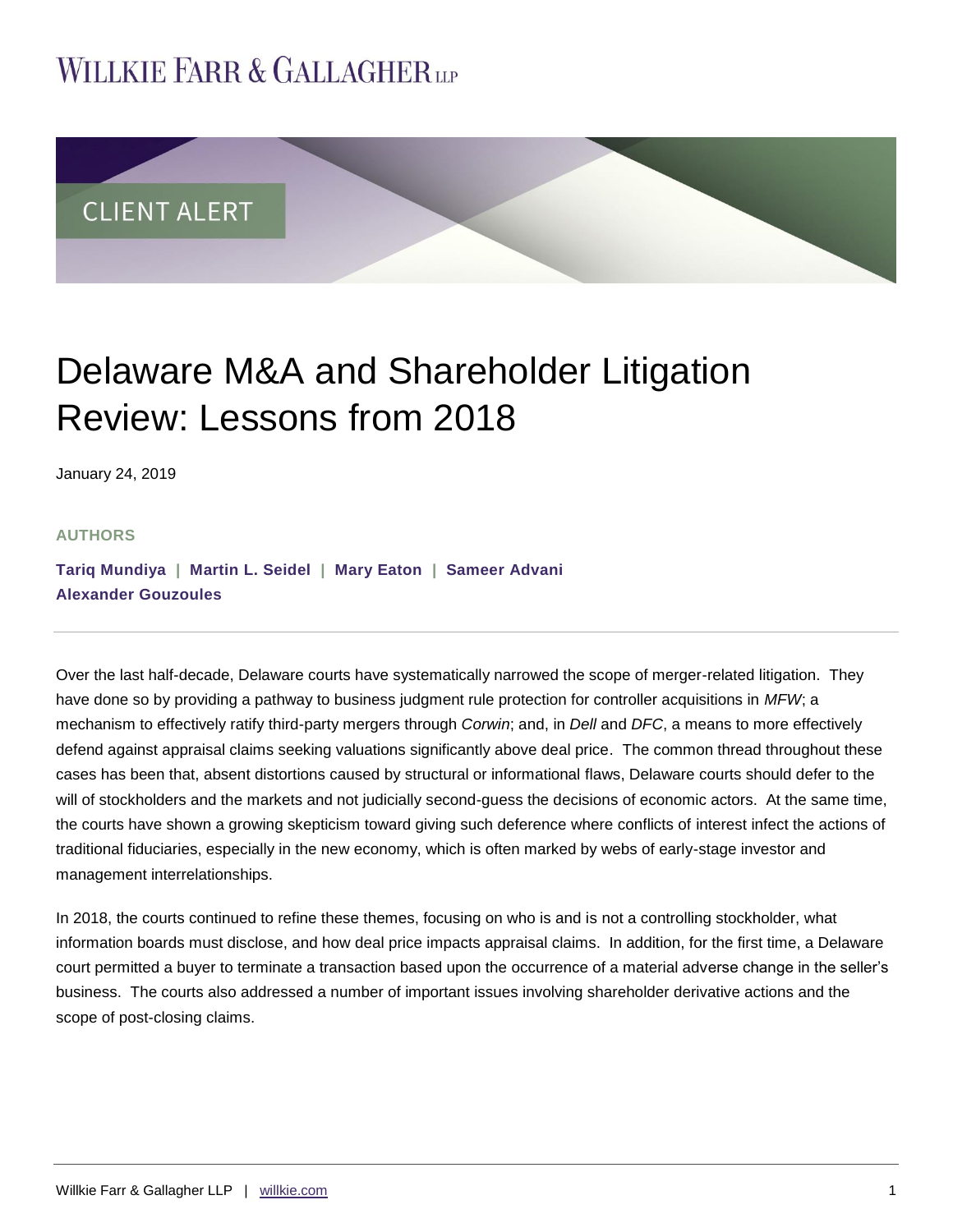WILLKIE FARR & GALLAGHER LLP

CLIENT ALERT

# Delaware M&A and Shareholder Litigation Review: Lessons from 2018

January 24, 2019

**AUTHORS**

**Tariq Mundiya | Martin L. Seidel | Mary Eaton | Sameer Advani**
**Alexander Gouzoules**

---

Over the last half-decade, Delaware courts have systematically narrowed the scope of merger-related litigation. They have done so by providing a pathway to business judgment rule protection for controller acquisitions in *MFW*; a mechanism to effectively ratify third-party mergers through *Corwin*; and, in *Dell* and *DFC*, a means to more effectively defend against appraisal claims seeking valuations significantly above deal price. The common thread throughout these cases has been that, absent distortions caused by structural or informational flaws, Delaware courts should defer to the will of stockholders and the markets and not judicially second-guess the decisions of economic actors. At the same time, the courts have shown a growing skepticism toward giving such deference where conflicts of interest infect the actions of traditional fiduciaries, especially in the new economy, which is often marked by webs of early-stage investor and management interrelationships.

In 2018, the courts continued to refine these themes, focusing on who is and is not a controlling stockholder, what information boards must disclose, and how deal price impacts appraisal claims. In addition, for the first time, a Delaware court permitted a buyer to terminate a transaction based upon the occurrence of a material adverse change in the seller's business. The courts also addressed a number of important issues involving shareholder derivative actions and the scope of post-closing claims.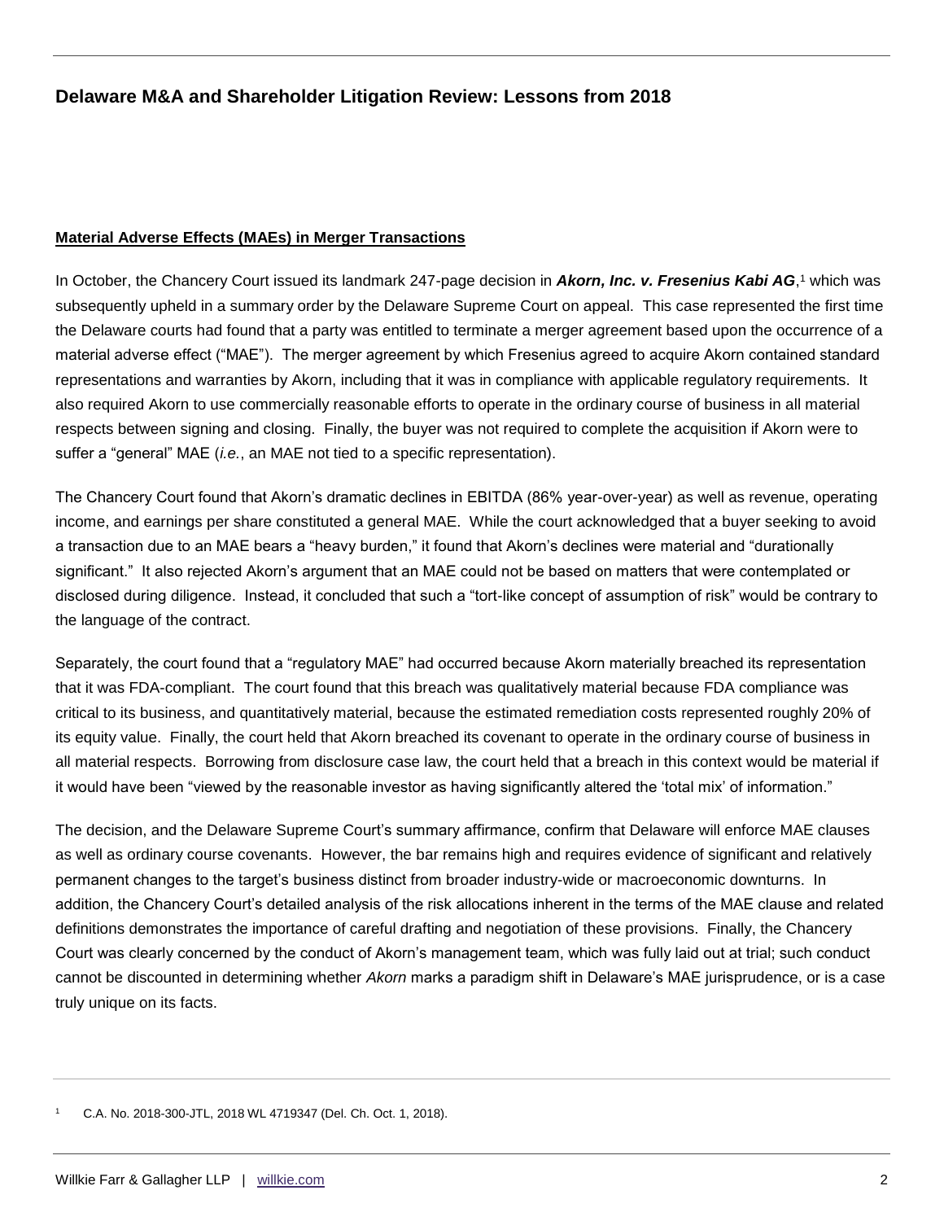## Material Adverse Effects (MAEs) in Merger Transactions

In October, the Chancery Court issued its landmark 247-page decision in ***Akorn, Inc. v. Fresenius Kabi AG***,[1] which was subsequently upheld in a summary order by the Delaware Supreme Court on appeal. This case represented the first time the Delaware courts had found that a party was entitled to terminate a merger agreement based upon the occurrence of a material adverse effect ("MAE"). The merger agreement by which Fresenius agreed to acquire Akorn contained standard representations and warranties by Akorn, including that it was in compliance with applicable regulatory requirements. It also required Akorn to use commercially reasonable efforts to operate in the ordinary course of business in all material respects between signing and closing. Finally, the buyer was not required to complete the acquisition if Akorn were to suffer a "general" MAE (*i.e.*, an MAE not tied to a specific representation).

The Chancery Court found that Akorn's dramatic declines in EBITDA (86% year-over-year) as well as revenue, operating income, and earnings per share constituted a general MAE. While the court acknowledged that a buyer seeking to avoid a transaction due to an MAE bears a "heavy burden," it found that Akorn's declines were material and "durationally significant." It also rejected Akorn's argument that an MAE could not be based on matters that were contemplated or disclosed during diligence. Instead, it concluded that such a "tort-like concept of assumption of risk" would be contrary to the language of the contract.

Separately, the court found that a "regulatory MAE" had occurred because Akorn materially breached its representation that it was FDA-compliant. The court found that this breach was qualitatively material because FDA compliance was critical to its business, and quantitatively material, because the estimated remediation costs represented roughly 20% of its equity value. Finally, the court held that Akorn breached its covenant to operate in the ordinary course of business in all material respects. Borrowing from disclosure case law, the court held that a breach in this context would be material if it would have been "viewed by the reasonable investor as having significantly altered the 'total mix' of information."

The decision, and the Delaware Supreme Court's summary affirmance, confirm that Delaware will enforce MAE clauses as well as ordinary course covenants. However, the bar remains high and requires evidence of significant and relatively permanent changes to the target's business distinct from broader industry-wide or macroeconomic downturns. In addition, the Chancery Court's detailed analysis of the risk allocations inherent in the terms of the MAE clause and related definitions demonstrates the importance of careful drafting and negotiation of these provisions. Finally, the Chancery Court was clearly concerned by the conduct of Akorn's management team, which was fully laid out at trial; such conduct cannot be discounted in determining whether *Akorn* marks a paradigm shift in Delaware's MAE jurisprudence, or is a case truly unique on its facts.

---

[1] C.A. No. 2018-300-JTL, 2018 WL 4719347 (Del. Ch. Oct. 1, 2018).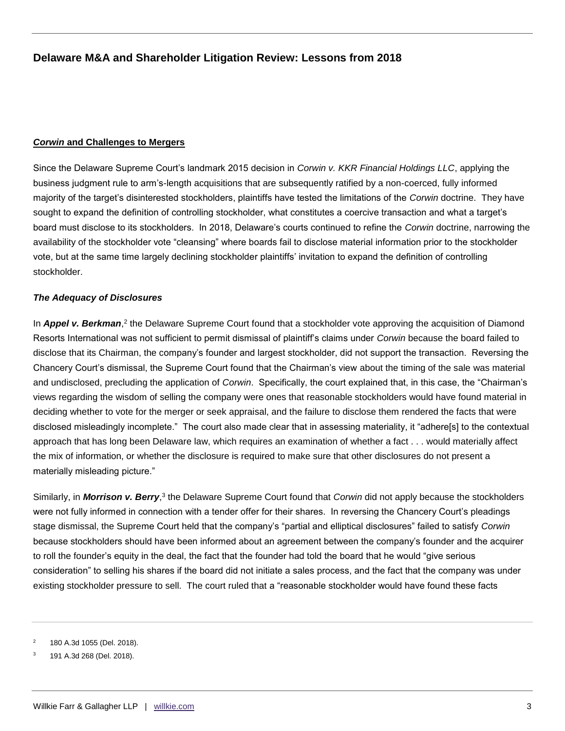## *Corwin* and Challenges to Mergers

Since the Delaware Supreme Court's landmark 2015 decision in *Corwin v. KKR Financial Holdings LLC*, applying the business judgment rule to arm's-length acquisitions that are subsequently ratified by a non-coerced, fully informed majority of the target's disinterested stockholders, plaintiffs have tested the limitations of the *Corwin* doctrine. They have sought to expand the definition of controlling stockholder, what constitutes a coercive transaction and what a target's board must disclose to its stockholders. In 2018, Delaware's courts continued to refine the *Corwin* doctrine, narrowing the availability of the stockholder vote "cleansing" where boards fail to disclose material information prior to the stockholder vote, but at the same time largely declining stockholder plaintiffs' invitation to expand the definition of controlling stockholder.

### *The Adequacy of Disclosures*

In ***Appel v. Berkman***,[2] the Delaware Supreme Court found that a stockholder vote approving the acquisition of Diamond Resorts International was not sufficient to permit dismissal of plaintiff's claims under *Corwin* because the board failed to disclose that its Chairman, the company's founder and largest stockholder, did not support the transaction. Reversing the Chancery Court's dismissal, the Supreme Court found that the Chairman's view about the timing of the sale was material and undisclosed, precluding the application of *Corwin*. Specifically, the court explained that, in this case, the "Chairman's views regarding the wisdom of selling the company were ones that reasonable stockholders would have found material in deciding whether to vote for the merger or seek appraisal, and the failure to disclose them rendered the facts that were disclosed misleadingly incomplete." The court also made clear that in assessing materiality, it "adhere[s] to the contextual approach that has long been Delaware law, which requires an examination of whether a fact . . . would materially affect the mix of information, or whether the disclosure is required to make sure that other disclosures do not present a materially misleading picture."

Similarly, in ***Morrison v. Berry***,[3] the Delaware Supreme Court found that *Corwin* did not apply because the stockholders were not fully informed in connection with a tender offer for their shares. In reversing the Chancery Court's pleadings stage dismissal, the Supreme Court held that the company's "partial and elliptical disclosures" failed to satisfy *Corwin* because stockholders should have been informed about an agreement between the company's founder and the acquirer to roll the founder's equity in the deal, the fact that the founder had told the board that he would "give serious consideration" to selling his shares if the board did not initiate a sales process, and the fact that the company was under existing stockholder pressure to sell. The court ruled that a "reasonable stockholder would have found these facts

---

[2] 180 A.3d 1055 (Del. 2018).

[3] 191 A.3d 268 (Del. 2018).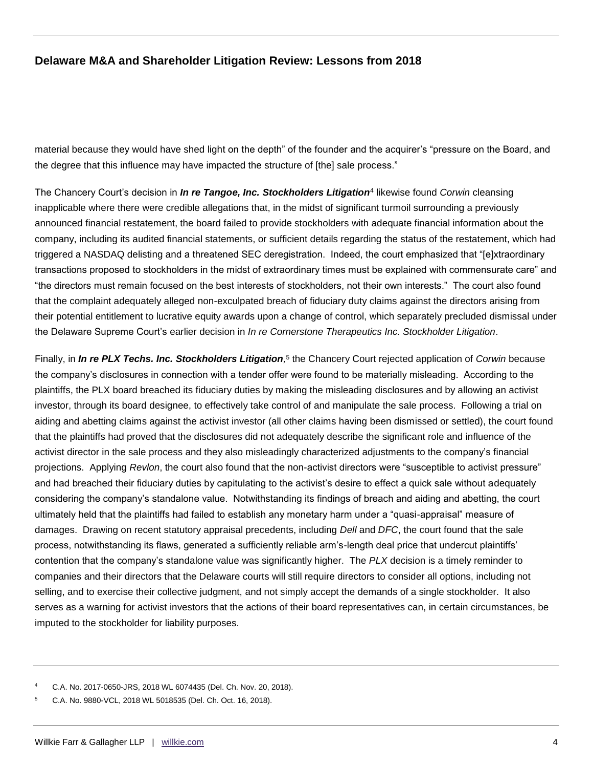material because they would have shed light on the depth" of the founder and the acquirer's "pressure on the Board, and the degree that this influence may have impacted the structure of [the] sale process."

The Chancery Court's decision in ***In re Tangoe, Inc. Stockholders Litigation***[4] likewise found *Corwin* cleansing inapplicable where there were credible allegations that, in the midst of significant turmoil surrounding a previously announced financial restatement, the board failed to provide stockholders with adequate financial information about the company, including its audited financial statements, or sufficient details regarding the status of the restatement, which had triggered a NASDAQ delisting and a threatened SEC deregistration. Indeed, the court emphasized that "[e]xtraordinary transactions proposed to stockholders in the midst of extraordinary times must be explained with commensurate care" and "the directors must remain focused on the best interests of stockholders, not their own interests." The court also found that the complaint adequately alleged non-exculpated breach of fiduciary duty claims against the directors arising from their potential entitlement to lucrative equity awards upon a change of control, which separately precluded dismissal under the Delaware Supreme Court's earlier decision in *In re Cornerstone Therapeutics Inc. Stockholder Litigation*.

Finally, in ***In re PLX Techs. Inc. Stockholders Litigation*,**[5] the Chancery Court rejected application of *Corwin* because the company's disclosures in connection with a tender offer were found to be materially misleading. According to the plaintiffs, the PLX board breached its fiduciary duties by making the misleading disclosures and by allowing an activist investor, through its board designee, to effectively take control of and manipulate the sale process. Following a trial on aiding and abetting claims against the activist investor (all other claims having been dismissed or settled), the court found that the plaintiffs had proved that the disclosures did not adequately describe the significant role and influence of the activist director in the sale process and they also misleadingly characterized adjustments to the company's financial projections. Applying *Revlon*, the court also found that the non-activist directors were "susceptible to activist pressure" and had breached their fiduciary duties by capitulating to the activist's desire to effect a quick sale without adequately considering the company's standalone value. Notwithstanding its findings of breach and aiding and abetting, the court ultimately held that the plaintiffs had failed to establish any monetary harm under a "quasi-appraisal" measure of damages. Drawing on recent statutory appraisal precedents, including *Dell* and *DFC*, the court found that the sale process, notwithstanding its flaws, generated a sufficiently reliable arm's-length deal price that undercut plaintiffs' contention that the company's standalone value was significantly higher. The *PLX* decision is a timely reminder to companies and their directors that the Delaware courts will still require directors to consider all options, including not selling, and to exercise their collective judgment, and not simply accept the demands of a single stockholder. It also serves as a warning for activist investors that the actions of their board representatives can, in certain circumstances, be imputed to the stockholder for liability purposes.

---

[4] C.A. No. 2017-0650-JRS, 2018 WL 6074435 (Del. Ch. Nov. 20, 2018).

[5] C.A. No. 9880-VCL, 2018 WL 5018535 (Del. Ch. Oct. 16, 2018).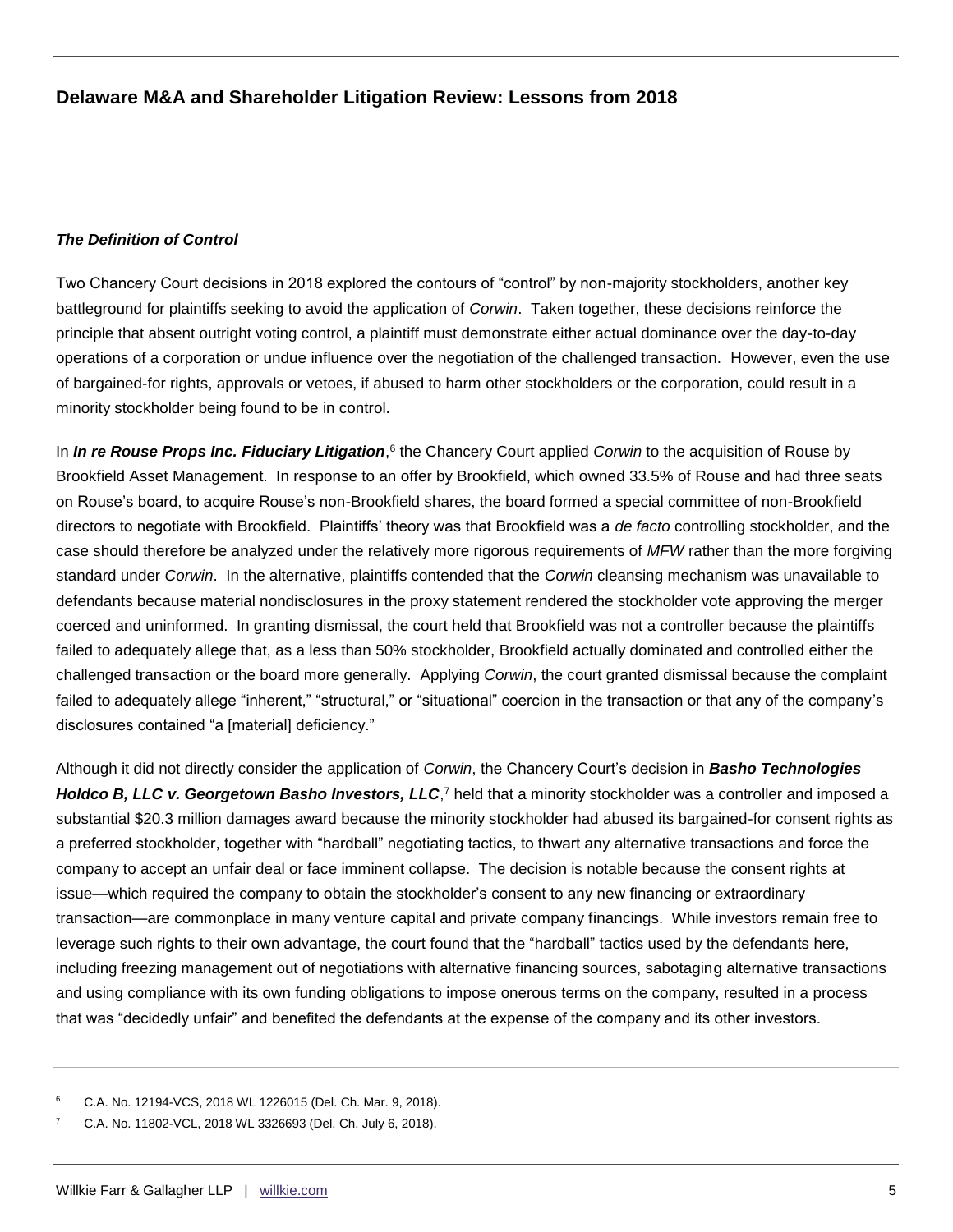### *The Definition of Control*

Two Chancery Court decisions in 2018 explored the contours of "control" by non-majority stockholders, another key battleground for plaintiffs seeking to avoid the application of *Corwin*. Taken together, these decisions reinforce the principle that absent outright voting control, a plaintiff must demonstrate either actual dominance over the day-to-day operations of a corporation or undue influence over the negotiation of the challenged transaction. However, even the use of bargained-for rights, approvals or vetoes, if abused to harm other stockholders or the corporation, could result in a minority stockholder being found to be in control.

In ***In re Rouse Props Inc. Fiduciary Litigation***,[6] the Chancery Court applied *Corwin* to the acquisition of Rouse by Brookfield Asset Management. In response to an offer by Brookfield, which owned 33.5% of Rouse and had three seats on Rouse's board, to acquire Rouse's non-Brookfield shares, the board formed a special committee of non-Brookfield directors to negotiate with Brookfield. Plaintiffs' theory was that Brookfield was a *de facto* controlling stockholder, and the case should therefore be analyzed under the relatively more rigorous requirements of *MFW* rather than the more forgiving standard under *Corwin*. In the alternative, plaintiffs contended that the *Corwin* cleansing mechanism was unavailable to defendants because material nondisclosures in the proxy statement rendered the stockholder vote approving the merger coerced and uninformed. In granting dismissal, the court held that Brookfield was not a controller because the plaintiffs failed to adequately allege that, as a less than 50% stockholder, Brookfield actually dominated and controlled either the challenged transaction or the board more generally. Applying *Corwin*, the court granted dismissal because the complaint failed to adequately allege "inherent," "structural," or "situational" coercion in the transaction or that any of the company's disclosures contained "a [material] deficiency."

Although it did not directly consider the application of *Corwin*, the Chancery Court's decision in ***Basho Technologies Holdco B, LLC v. Georgetown Basho Investors, LLC***,[7] held that a minority stockholder was a controller and imposed a substantial $20.3 million damages award because the minority stockholder had abused its bargained-for consent rights as a preferred stockholder, together with "hardball" negotiating tactics, to thwart any alternative transactions and force the company to accept an unfair deal or face imminent collapse. The decision is notable because the consent rights at issue—which required the company to obtain the stockholder's consent to any new financing or extraordinary transaction—are commonplace in many venture capital and private company financings. While investors remain free to leverage such rights to their own advantage, the court found that the "hardball" tactics used by the defendants here, including freezing management out of negotiations with alternative financing sources, sabotaging alternative transactions and using compliance with its own funding obligations to impose onerous terms on the company, resulted in a process that was "decidedly unfair" and benefited the defendants at the expense of the company and its other investors.

---

[6] C.A. No. 12194-VCS, 2018 WL 1226015 (Del. Ch. Mar. 9, 2018).

[7] C.A. No. 11802-VCL, 2018 WL 3326693 (Del. Ch. July 6, 2018).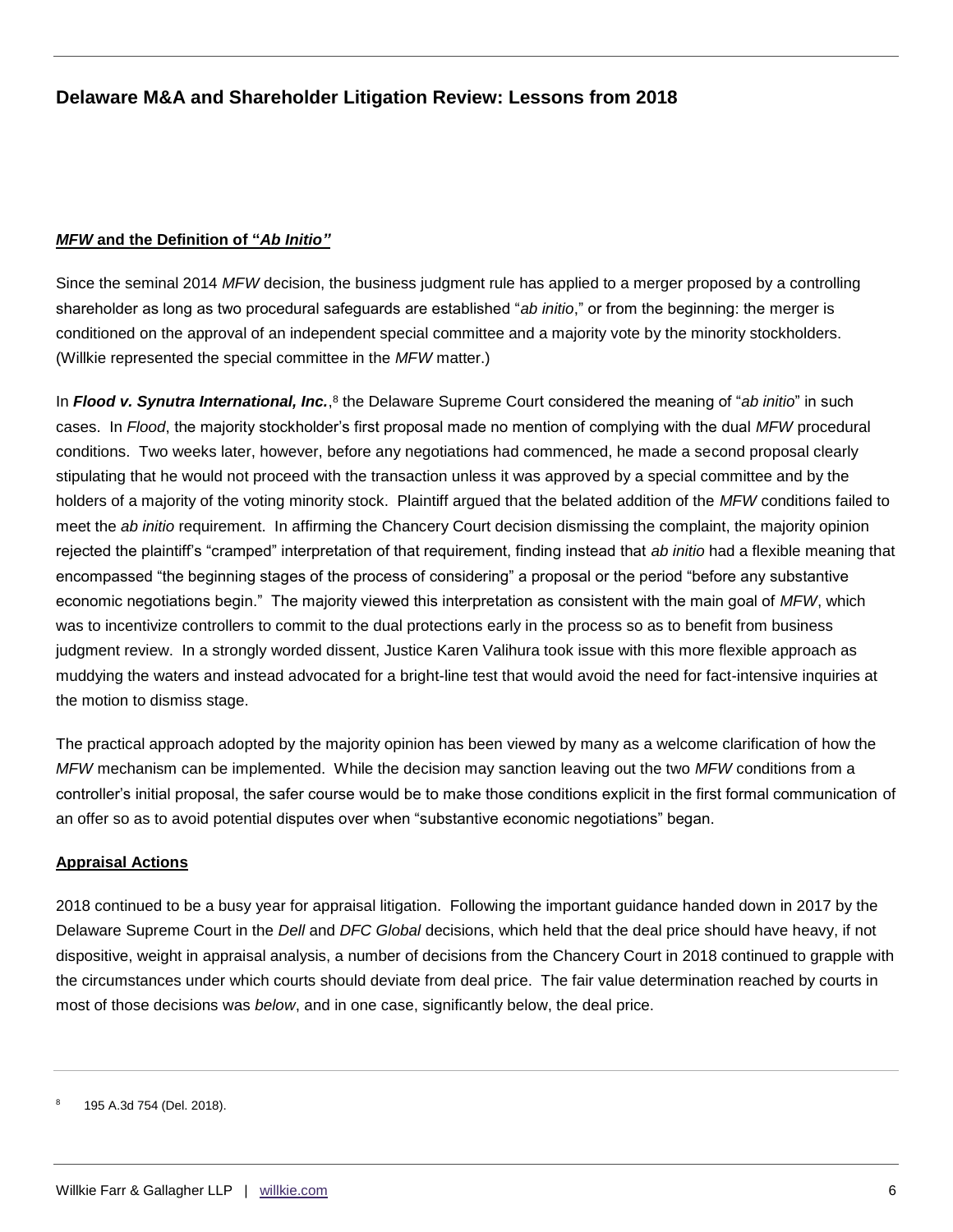### ***MFW*** **and the Definition of "*Ab Initio*"**

Since the seminal 2014 *MFW* decision, the business judgment rule has applied to a merger proposed by a controlling shareholder as long as two procedural safeguards are established "*ab initio*," or from the beginning: the merger is conditioned on the approval of an independent special committee and a majority vote by the minority stockholders. (Willkie represented the special committee in the *MFW* matter.)

In ***Flood v. Synutra International, Inc.***,[8] the Delaware Supreme Court considered the meaning of "*ab initio*" in such cases. In *Flood*, the majority stockholder's first proposal made no mention of complying with the dual *MFW* procedural conditions. Two weeks later, however, before any negotiations had commenced, he made a second proposal clearly stipulating that he would not proceed with the transaction unless it was approved by a special committee and by the holders of a majority of the voting minority stock. Plaintiff argued that the belated addition of the *MFW* conditions failed to meet the *ab initio* requirement. In affirming the Chancery Court decision dismissing the complaint, the majority opinion rejected the plaintiff's "cramped" interpretation of that requirement, finding instead that *ab initio* had a flexible meaning that encompassed "the beginning stages of the process of considering" a proposal or the period "before any substantive economic negotiations begin." The majority viewed this interpretation as consistent with the main goal of *MFW*, which was to incentivize controllers to commit to the dual protections early in the process so as to benefit from business judgment review. In a strongly worded dissent, Justice Karen Valihura took issue with this more flexible approach as muddying the waters and instead advocated for a bright-line test that would avoid the need for fact-intensive inquiries at the motion to dismiss stage.

The practical approach adopted by the majority opinion has been viewed by many as a welcome clarification of how the *MFW* mechanism can be implemented. While the decision may sanction leaving out the two *MFW* conditions from a controller's initial proposal, the safer course would be to make those conditions explicit in the first formal communication of an offer so as to avoid potential disputes over when "substantive economic negotiations" began.

### **Appraisal Actions**

2018 continued to be a busy year for appraisal litigation. Following the important guidance handed down in 2017 by the Delaware Supreme Court in the *Dell* and *DFC Global* decisions, which held that the deal price should have heavy, if not dispositive, weight in appraisal analysis, a number of decisions from the Chancery Court in 2018 continued to grapple with the circumstances under which courts should deviate from deal price. The fair value determination reached by courts in most of those decisions was *below*, and in one case, significantly below, the deal price.

---

[8] 195 A.3d 754 (Del. 2018).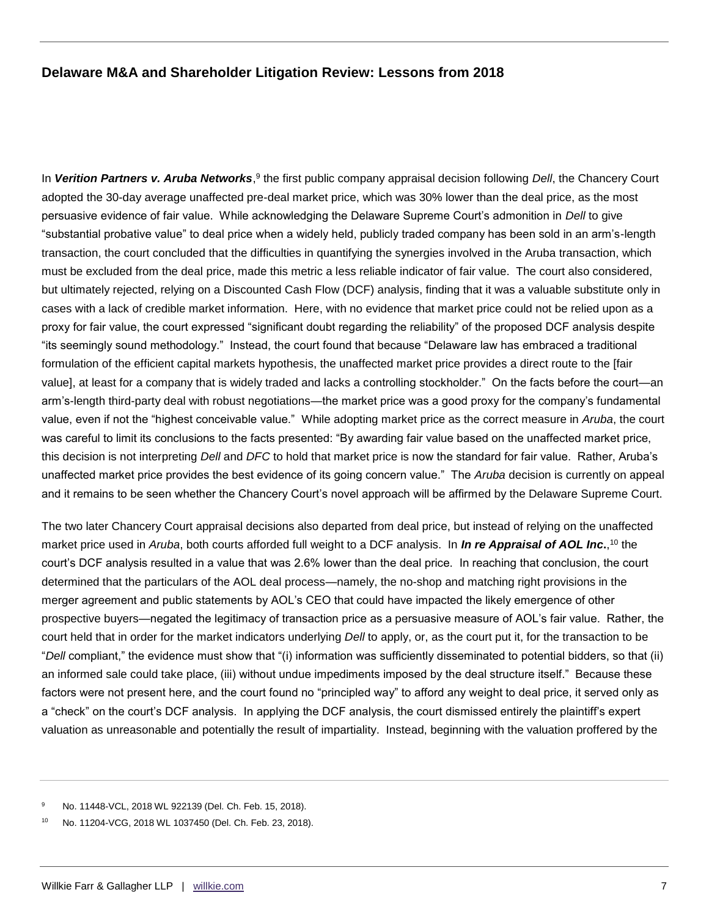In ***Verition Partners v. Aruba Networks***,[9] the first public company appraisal decision following *Dell*, the Chancery Court adopted the 30-day average unaffected pre-deal market price, which was 30% lower than the deal price, as the most persuasive evidence of fair value. While acknowledging the Delaware Supreme Court's admonition in *Dell* to give "substantial probative value" to deal price when a widely held, publicly traded company has been sold in an arm's-length transaction, the court concluded that the difficulties in quantifying the synergies involved in the Aruba transaction, which must be excluded from the deal price, made this metric a less reliable indicator of fair value. The court also considered, but ultimately rejected, relying on a Discounted Cash Flow (DCF) analysis, finding that it was a valuable substitute only in cases with a lack of credible market information. Here, with no evidence that market price could not be relied upon as a proxy for fair value, the court expressed "significant doubt regarding the reliability" of the proposed DCF analysis despite "its seemingly sound methodology." Instead, the court found that because "Delaware law has embraced a traditional formulation of the efficient capital markets hypothesis, the unaffected market price provides a direct route to the [fair value], at least for a company that is widely traded and lacks a controlling stockholder." On the facts before the court—an arm's-length third-party deal with robust negotiations—the market price was a good proxy for the company's fundamental value, even if not the "highest conceivable value." While adopting market price as the correct measure in *Aruba*, the court was careful to limit its conclusions to the facts presented: "By awarding fair value based on the unaffected market price, this decision is not interpreting *Dell* and *DFC* to hold that market price is now the standard for fair value. Rather, Aruba's unaffected market price provides the best evidence of its going concern value." The *Aruba* decision is currently on appeal and it remains to be seen whether the Chancery Court's novel approach will be affirmed by the Delaware Supreme Court.

The two later Chancery Court appraisal decisions also departed from deal price, but instead of relying on the unaffected market price used in *Aruba*, both courts afforded full weight to a DCF analysis. In ***In re Appraisal of AOL Inc.***,[10] the court's DCF analysis resulted in a value that was 2.6% lower than the deal price. In reaching that conclusion, the court determined that the particulars of the AOL deal process—namely, the no-shop and matching right provisions in the merger agreement and public statements by AOL's CEO that could have impacted the likely emergence of other prospective buyers—negated the legitimacy of transaction price as a persuasive measure of AOL's fair value. Rather, the court held that in order for the market indicators underlying *Dell* to apply, or, as the court put it, for the transaction to be "*Dell* compliant," the evidence must show that "(i) information was sufficiently disseminated to potential bidders, so that (ii) an informed sale could take place, (iii) without undue impediments imposed by the deal structure itself." Because these factors were not present here, and the court found no "principled way" to afford any weight to deal price, it served only as a "check" on the court's DCF analysis. In applying the DCF analysis, the court dismissed entirely the plaintiff's expert valuation as unreasonable and potentially the result of impartiality. Instead, beginning with the valuation proffered by the

---

[9] No. 11448-VCL, 2018 WL 922139 (Del. Ch. Feb. 15, 2018).

[10] No. 11204-VCG, 2018 WL 1037450 (Del. Ch. Feb. 23, 2018).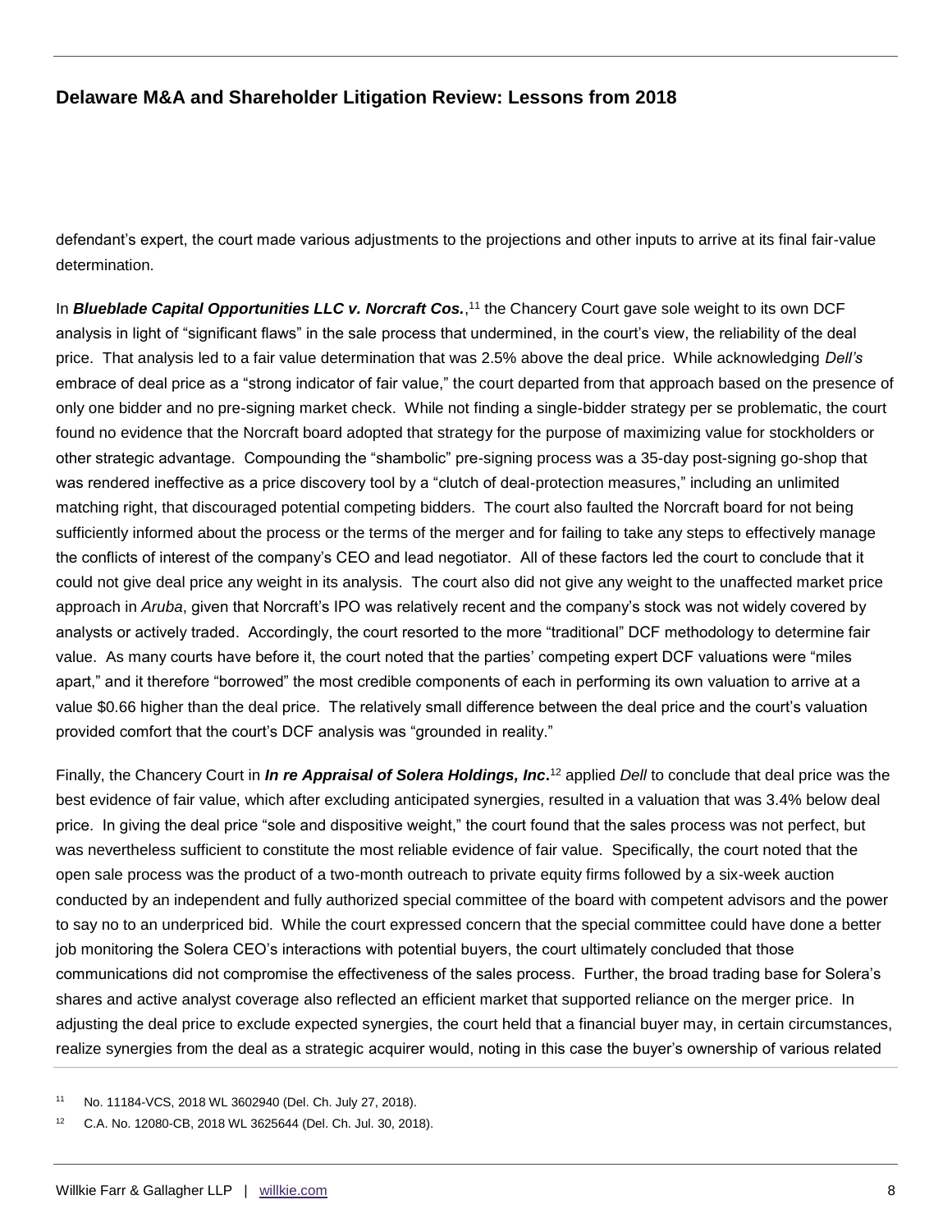defendant's expert, the court made various adjustments to the projections and other inputs to arrive at its final fair-value determination.

In ***Blueblade Capital Opportunities LLC v. Norcraft Cos.***,[11] the Chancery Court gave sole weight to its own DCF analysis in light of "significant flaws" in the sale process that undermined, in the court's view, the reliability of the deal price. That analysis led to a fair value determination that was 2.5% above the deal price. While acknowledging *Dell's* embrace of deal price as a "strong indicator of fair value," the court departed from that approach based on the presence of only one bidder and no pre-signing market check. While not finding a single-bidder strategy per se problematic, the court found no evidence that the Norcraft board adopted that strategy for the purpose of maximizing value for stockholders or other strategic advantage. Compounding the "shambolic" pre-signing process was a 35-day post-signing go-shop that was rendered ineffective as a price discovery tool by a "clutch of deal-protection measures," including an unlimited matching right, that discouraged potential competing bidders. The court also faulted the Norcraft board for not being sufficiently informed about the process or the terms of the merger and for failing to take any steps to effectively manage the conflicts of interest of the company's CEO and lead negotiator. All of these factors led the court to conclude that it could not give deal price any weight in its analysis. The court also did not give any weight to the unaffected market price approach in *Aruba*, given that Norcraft's IPO was relatively recent and the company's stock was not widely covered by analysts or actively traded. Accordingly, the court resorted to the more "traditional" DCF methodology to determine fair value. As many courts have before it, the court noted that the parties' competing expert DCF valuations were "miles apart," and it therefore "borrowed" the most credible components of each in performing its own valuation to arrive at a value $0.66 higher than the deal price. The relatively small difference between the deal price and the court's valuation provided comfort that the court's DCF analysis was "grounded in reality."

Finally, the Chancery Court in ***In re Appraisal of Solera Holdings, Inc***.[12] applied *Dell* to conclude that deal price was the best evidence of fair value, which after excluding anticipated synergies, resulted in a valuation that was 3.4% below deal price. In giving the deal price "sole and dispositive weight," the court found that the sales process was not perfect, but was nevertheless sufficient to constitute the most reliable evidence of fair value. Specifically, the court noted that the open sale process was the product of a two-month outreach to private equity firms followed by a six-week auction conducted by an independent and fully authorized special committee of the board with competent advisors and the power to say no to an underpriced bid. While the court expressed concern that the special committee could have done a better job monitoring the Solera CEO's interactions with potential buyers, the court ultimately concluded that those communications did not compromise the effectiveness of the sales process. Further, the broad trading base for Solera's shares and active analyst coverage also reflected an efficient market that supported reliance on the merger price. In adjusting the deal price to exclude expected synergies, the court held that a financial buyer may, in certain circumstances, realize synergies from the deal as a strategic acquirer would, noting in this case the buyer's ownership of various related

[11] No. 11184-VCS, 2018 WL 3602940 (Del. Ch. July 27, 2018).

[12] C.A. No. 12080-CB, 2018 WL 3625644 (Del. Ch. Jul. 30, 2018).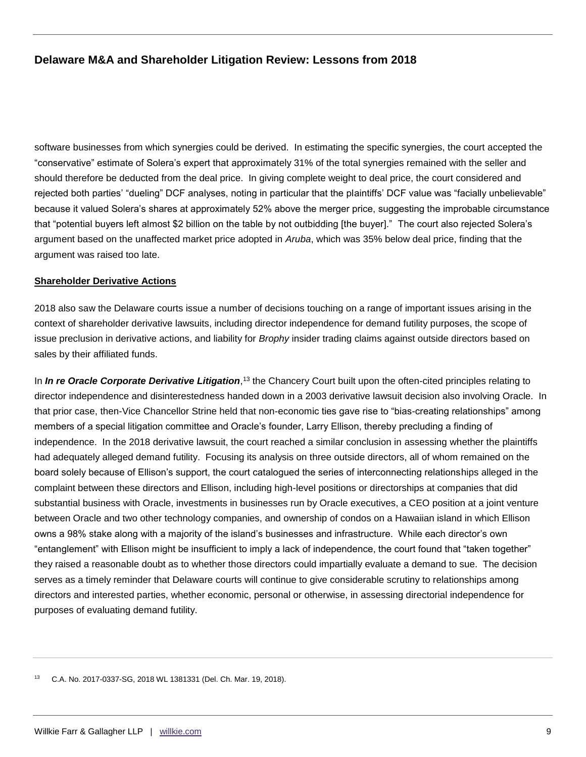software businesses from which synergies could be derived. In estimating the specific synergies, the court accepted the "conservative" estimate of Solera's expert that approximately 31% of the total synergies remained with the seller and should therefore be deducted from the deal price. In giving complete weight to deal price, the court considered and rejected both parties' "dueling" DCF analyses, noting in particular that the plaintiffs' DCF value was "facially unbelievable" because it valued Solera's shares at approximately 52% above the merger price, suggesting the improbable circumstance that "potential buyers left almost $2 billion on the table by not outbidding [the buyer]." The court also rejected Solera's argument based on the unaffected market price adopted in *Aruba*, which was 35% below deal price, finding that the argument was raised too late.

**Shareholder Derivative Actions**

2018 also saw the Delaware courts issue a number of decisions touching on a range of important issues arising in the context of shareholder derivative lawsuits, including director independence for demand futility purposes, the scope of issue preclusion in derivative actions, and liability for *Brophy* insider trading claims against outside directors based on sales by their affiliated funds.

In ***In re Oracle Corporate Derivative Litigation***,[13] the Chancery Court built upon the often-cited principles relating to director independence and disinterestedness handed down in a 2003 derivative lawsuit decision also involving Oracle. In that prior case, then-Vice Chancellor Strine held that non-economic ties gave rise to "bias-creating relationships" among members of a special litigation committee and Oracle's founder, Larry Ellison, thereby precluding a finding of independence. In the 2018 derivative lawsuit, the court reached a similar conclusion in assessing whether the plaintiffs had adequately alleged demand futility. Focusing its analysis on three outside directors, all of whom remained on the board solely because of Ellison's support, the court catalogued the series of interconnecting relationships alleged in the complaint between these directors and Ellison, including high-level positions or directorships at companies that did substantial business with Oracle, investments in businesses run by Oracle executives, a CEO position at a joint venture between Oracle and two other technology companies, and ownership of condos on a Hawaiian island in which Ellison owns a 98% stake along with a majority of the island's businesses and infrastructure. While each director's own "entanglement" with Ellison might be insufficient to imply a lack of independence, the court found that "taken together" they raised a reasonable doubt as to whether those directors could impartially evaluate a demand to sue. The decision serves as a timely reminder that Delaware courts will continue to give considerable scrutiny to relationships among directors and interested parties, whether economic, personal or otherwise, in assessing directorial independence for purposes of evaluating demand futility.

---

[13] C.A. No. 2017-0337-SG, 2018 WL 1381331 (Del. Ch. Mar. 19, 2018).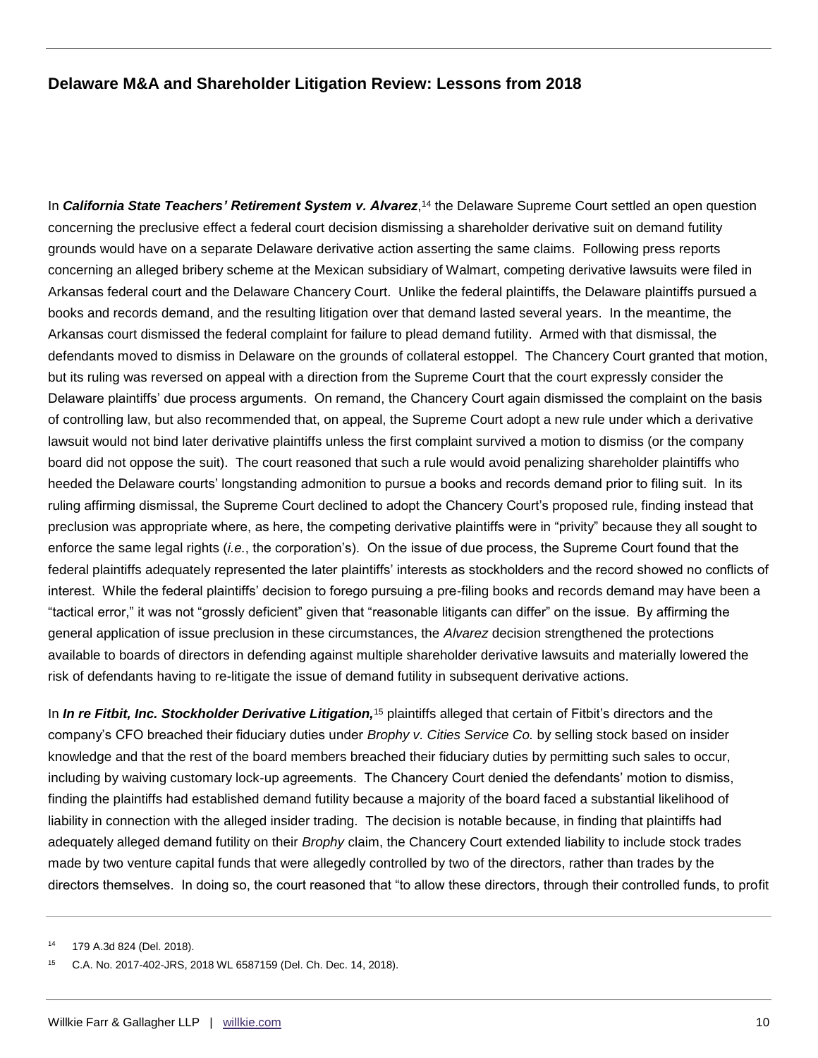In ***California State Teachers' Retirement System v. Alvarez***,[14] the Delaware Supreme Court settled an open question concerning the preclusive effect a federal court decision dismissing a shareholder derivative suit on demand futility grounds would have on a separate Delaware derivative action asserting the same claims. Following press reports concerning an alleged bribery scheme at the Mexican subsidiary of Walmart, competing derivative lawsuits were filed in Arkansas federal court and the Delaware Chancery Court. Unlike the federal plaintiffs, the Delaware plaintiffs pursued a books and records demand, and the resulting litigation over that demand lasted several years. In the meantime, the Arkansas court dismissed the federal complaint for failure to plead demand futility. Armed with that dismissal, the defendants moved to dismiss in Delaware on the grounds of collateral estoppel. The Chancery Court granted that motion, but its ruling was reversed on appeal with a direction from the Supreme Court that the court expressly consider the Delaware plaintiffs' due process arguments. On remand, the Chancery Court again dismissed the complaint on the basis of controlling law, but also recommended that, on appeal, the Supreme Court adopt a new rule under which a derivative lawsuit would not bind later derivative plaintiffs unless the first complaint survived a motion to dismiss (or the company board did not oppose the suit). The court reasoned that such a rule would avoid penalizing shareholder plaintiffs who heeded the Delaware courts' longstanding admonition to pursue a books and records demand prior to filing suit. In its ruling affirming dismissal, the Supreme Court declined to adopt the Chancery Court's proposed rule, finding instead that preclusion was appropriate where, as here, the competing derivative plaintiffs were in "privity" because they all sought to enforce the same legal rights (*i.e.*, the corporation's). On the issue of due process, the Supreme Court found that the federal plaintiffs adequately represented the later plaintiffs' interests as stockholders and the record showed no conflicts of interest. While the federal plaintiffs' decision to forego pursuing a pre-filing books and records demand may have been a "tactical error," it was not "grossly deficient" given that "reasonable litigants can differ" on the issue. By affirming the general application of issue preclusion in these circumstances, the *Alvarez* decision strengthened the protections available to boards of directors in defending against multiple shareholder derivative lawsuits and materially lowered the risk of defendants having to re-litigate the issue of demand futility in subsequent derivative actions.

In ***In re Fitbit, Inc. Stockholder Derivative Litigation,***[15] plaintiffs alleged that certain of Fitbit's directors and the company's CFO breached their fiduciary duties under *Brophy v. Cities Service Co.* by selling stock based on insider knowledge and that the rest of the board members breached their fiduciary duties by permitting such sales to occur, including by waiving customary lock-up agreements. The Chancery Court denied the defendants' motion to dismiss, finding the plaintiffs had established demand futility because a majority of the board faced a substantial likelihood of liability in connection with the alleged insider trading. The decision is notable because, in finding that plaintiffs had adequately alleged demand futility on their *Brophy* claim, the Chancery Court extended liability to include stock trades made by two venture capital funds that were allegedly controlled by two of the directors, rather than trades by the directors themselves. In doing so, the court reasoned that "to allow these directors, through their controlled funds, to profit

[14] 179 A.3d 824 (Del. 2018).

[15] C.A. No. 2017-402-JRS, 2018 WL 6587159 (Del. Ch. Dec. 14, 2018).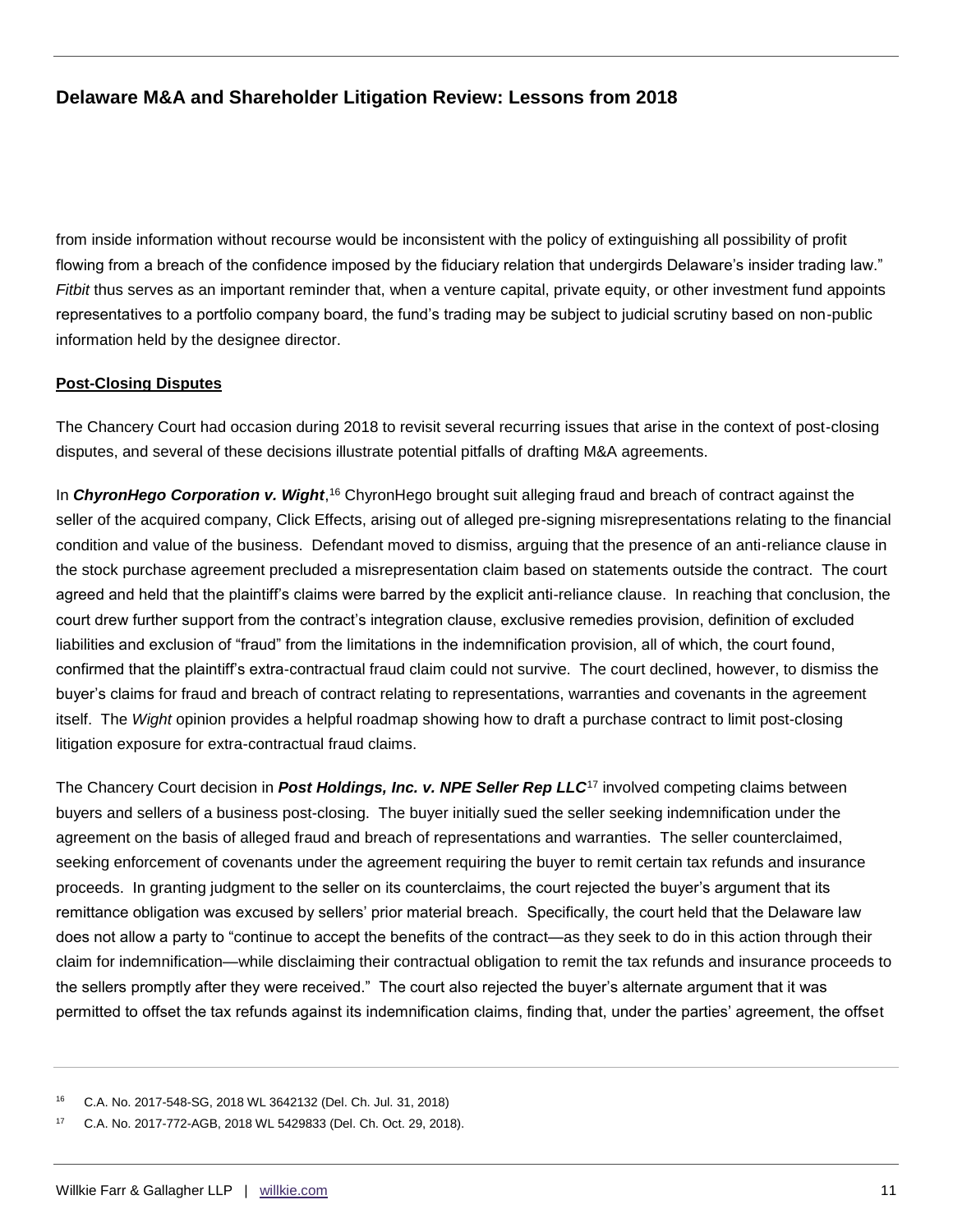from inside information without recourse would be inconsistent with the policy of extinguishing all possibility of profit flowing from a breach of the confidence imposed by the fiduciary relation that undergirds Delaware's insider trading law." *Fitbit* thus serves as an important reminder that, when a venture capital, private equity, or other investment fund appoints representatives to a portfolio company board, the fund's trading may be subject to judicial scrutiny based on non-public information held by the designee director.

**Post-Closing Disputes**

The Chancery Court had occasion during 2018 to revisit several recurring issues that arise in the context of post-closing disputes, and several of these decisions illustrate potential pitfalls of drafting M&A agreements.

In ***ChyronHego Corporation v. Wight***,[16] ChyronHego brought suit alleging fraud and breach of contract against the seller of the acquired company, Click Effects, arising out of alleged pre-signing misrepresentations relating to the financial condition and value of the business. Defendant moved to dismiss, arguing that the presence of an anti-reliance clause in the stock purchase agreement precluded a misrepresentation claim based on statements outside the contract. The court agreed and held that the plaintiff's claims were barred by the explicit anti-reliance clause. In reaching that conclusion, the court drew further support from the contract's integration clause, exclusive remedies provision, definition of excluded liabilities and exclusion of "fraud" from the limitations in the indemnification provision, all of which, the court found, confirmed that the plaintiff's extra-contractual fraud claim could not survive. The court declined, however, to dismiss the buyer's claims for fraud and breach of contract relating to representations, warranties and covenants in the agreement itself. The *Wight* opinion provides a helpful roadmap showing how to draft a purchase contract to limit post-closing litigation exposure for extra-contractual fraud claims.

The Chancery Court decision in ***Post Holdings, Inc. v. NPE Seller Rep LLC***[17] involved competing claims between buyers and sellers of a business post-closing. The buyer initially sued the seller seeking indemnification under the agreement on the basis of alleged fraud and breach of representations and warranties. The seller counterclaimed, seeking enforcement of covenants under the agreement requiring the buyer to remit certain tax refunds and insurance proceeds. In granting judgment to the seller on its counterclaims, the court rejected the buyer's argument that its remittance obligation was excused by sellers' prior material breach. Specifically, the court held that the Delaware law does not allow a party to "continue to accept the benefits of the contract—as they seek to do in this action through their claim for indemnification—while disclaiming their contractual obligation to remit the tax refunds and insurance proceeds to the sellers promptly after they were received." The court also rejected the buyer's alternate argument that it was permitted to offset the tax refunds against its indemnification claims, finding that, under the parties' agreement, the offset

---

16 C.A. No. 2017-548-SG, 2018 WL 3642132 (Del. Ch. Jul. 31, 2018)

17 C.A. No. 2017-772-AGB, 2018 WL 5429833 (Del. Ch. Oct. 29, 2018).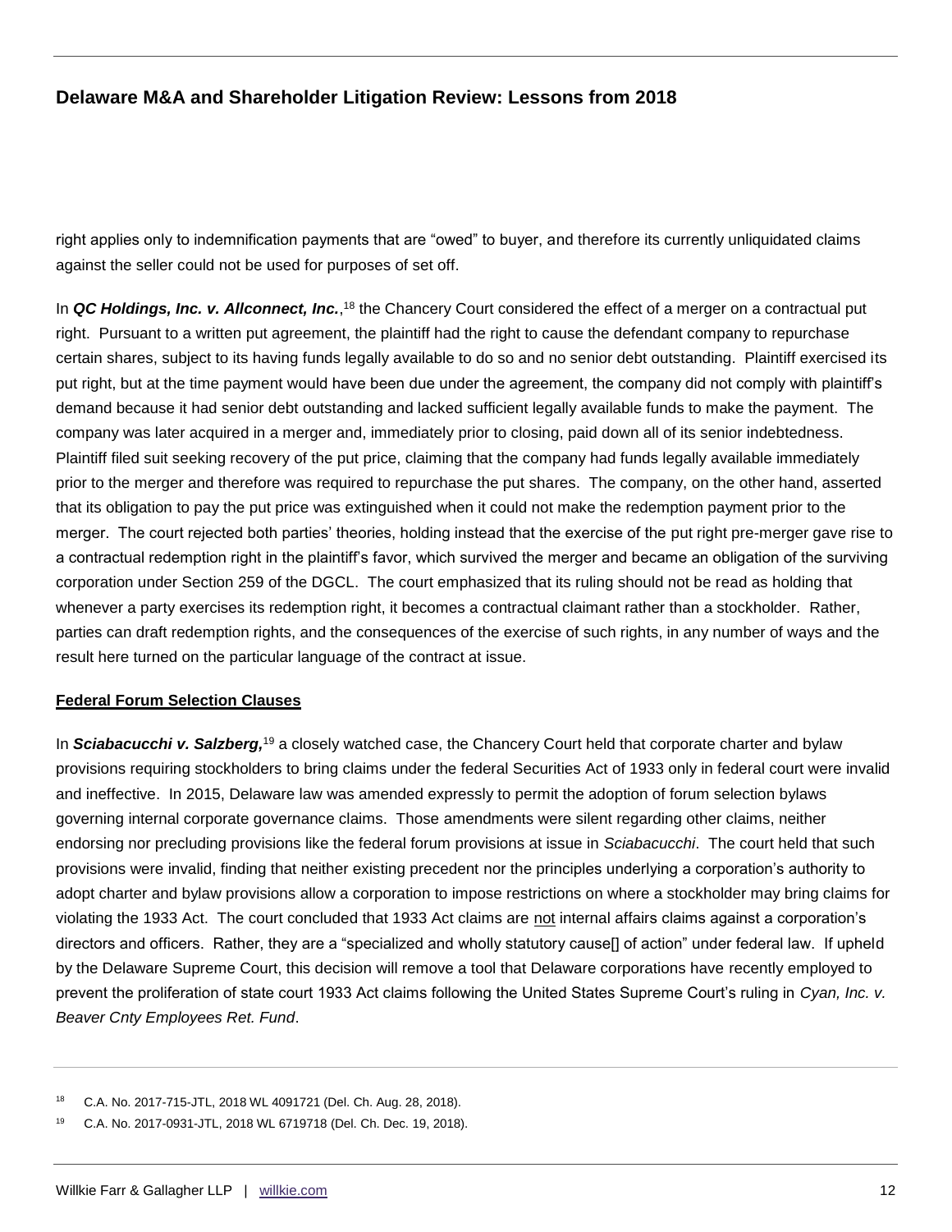right applies only to indemnification payments that are "owed" to buyer, and therefore its currently unliquidated claims against the seller could not be used for purposes of set off.

In ***QC Holdings, Inc. v. Allconnect, Inc.***,[18] the Chancery Court considered the effect of a merger on a contractual put right. Pursuant to a written put agreement, the plaintiff had the right to cause the defendant company to repurchase certain shares, subject to its having funds legally available to do so and no senior debt outstanding. Plaintiff exercised its put right, but at the time payment would have been due under the agreement, the company did not comply with plaintiff's demand because it had senior debt outstanding and lacked sufficient legally available funds to make the payment. The company was later acquired in a merger and, immediately prior to closing, paid down all of its senior indebtedness. Plaintiff filed suit seeking recovery of the put price, claiming that the company had funds legally available immediately prior to the merger and therefore was required to repurchase the put shares. The company, on the other hand, asserted that its obligation to pay the put price was extinguished when it could not make the redemption payment prior to the merger. The court rejected both parties' theories, holding instead that the exercise of the put right pre-merger gave rise to a contractual redemption right in the plaintiff's favor, which survived the merger and became an obligation of the surviving corporation under Section 259 of the DGCL. The court emphasized that its ruling should not be read as holding that whenever a party exercises its redemption right, it becomes a contractual claimant rather than a stockholder. Rather, parties can draft redemption rights, and the consequences of the exercise of such rights, in any number of ways and the result here turned on the particular language of the contract at issue.

**Federal Forum Selection Clauses**

In ***Sciabacucchi v. Salzberg,***[19] a closely watched case, the Chancery Court held that corporate charter and bylaw provisions requiring stockholders to bring claims under the federal Securities Act of 1933 only in federal court were invalid and ineffective. In 2015, Delaware law was amended expressly to permit the adoption of forum selection bylaws governing internal corporate governance claims. Those amendments were silent regarding other claims, neither endorsing nor precluding provisions like the federal forum provisions at issue in *Sciabacucchi*. The court held that such provisions were invalid, finding that neither existing precedent nor the principles underlying a corporation's authority to adopt charter and bylaw provisions allow a corporation to impose restrictions on where a stockholder may bring claims for violating the 1933 Act. The court concluded that 1933 Act claims are not internal affairs claims against a corporation's directors and officers. Rather, they are a "specialized and wholly statutory cause[] of action" under federal law. If upheld by the Delaware Supreme Court, this decision will remove a tool that Delaware corporations have recently employed to prevent the proliferation of state court 1933 Act claims following the United States Supreme Court's ruling in *Cyan, Inc. v. Beaver Cnty Employees Ret. Fund*.

---

[18] C.A. No. 2017-715-JTL, 2018 WL 4091721 (Del. Ch. Aug. 28, 2018).

[19] C.A. No. 2017-0931-JTL, 2018 WL 6719718 (Del. Ch. Dec. 19, 2018).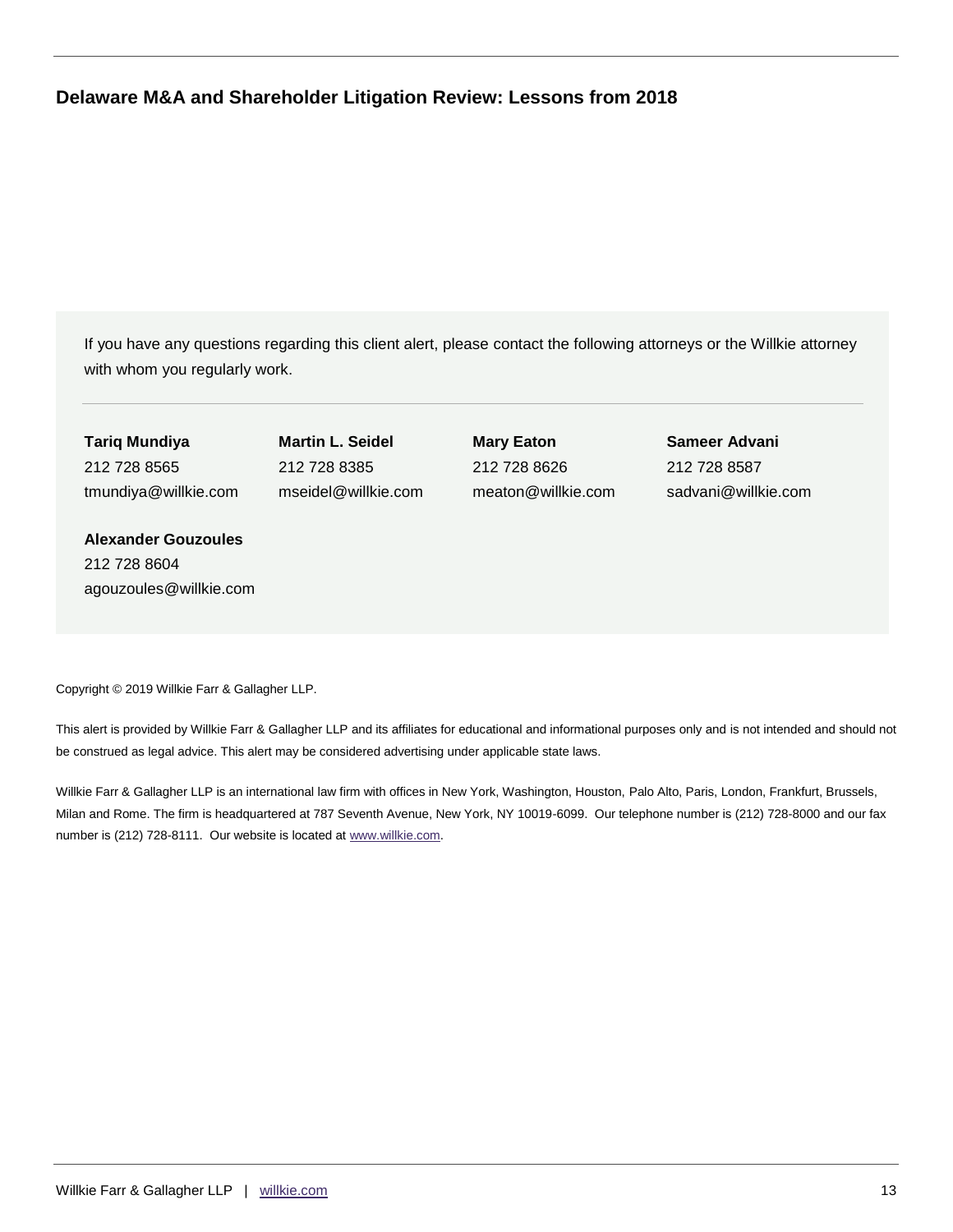If you have any questions regarding this client alert, please contact the following attorneys or the Willkie attorney with whom you regularly work.

**Tariq Mundiya**
212 728 8565
tmundiya@willkie.com

**Martin L. Seidel**
212 728 8385
mseidel@willkie.com

**Mary Eaton**
212 728 8626
meaton@willkie.com

**Sameer Advani**
212 728 8587
sadvani@willkie.com

**Alexander Gouzoules**
212 728 8604
agouzoules@willkie.com

Copyright © 2019 Willkie Farr & Gallagher LLP.

This alert is provided by Willkie Farr & Gallagher LLP and its affiliates for educational and informational purposes only and is not intended and should not be construed as legal advice. This alert may be considered advertising under applicable state laws.

Willkie Farr & Gallagher LLP is an international law firm with offices in New York, Washington, Houston, Palo Alto, Paris, London, Frankfurt, Brussels, Milan and Rome. The firm is headquartered at 787 Seventh Avenue, New York, NY 10019-6099. Our telephone number is (212) 728-8000 and our fax number is (212) 728-8111. Our website is located at www.willkie.com.